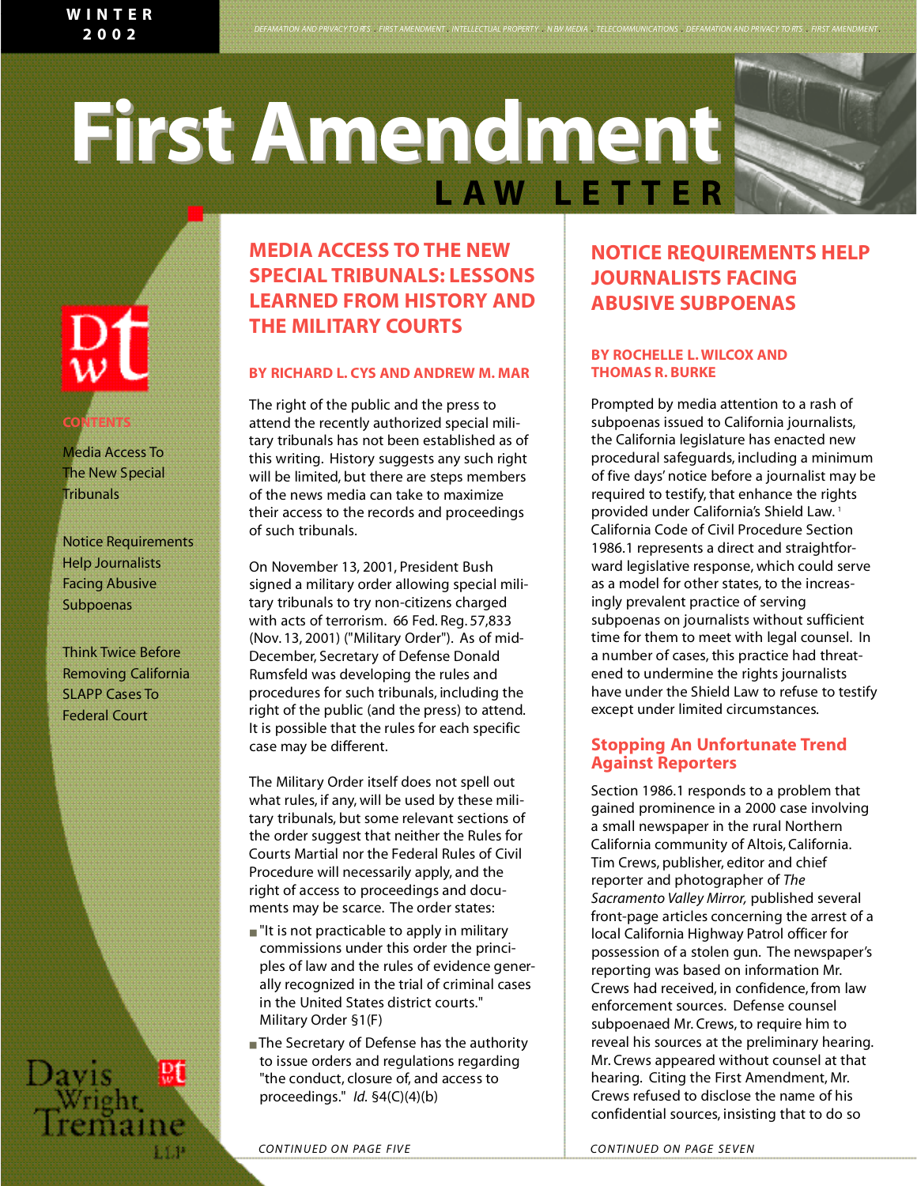WINTER 2002

# First Amendment LAW LETTER

CONTENTS

Media Access To The New Special Tribunals

Notice Requirements Help Journalists Facing Abusive Subpoenas

Think Twice Before Removing California SLAPP Cases To Federal Court

## MEDIA ACCESS TO THE NEW SPECIAL TRIBUNALS: LESSONS LEARNED FROM HISTORY AND THE MILITARY COURTS

**BY RICHARD L. CYS AND ANDREW M. MAR**

The right of the public and the press to attend the recently authorized special military tribunals has not been established as of this writing. History suggests any such right will be limited, but there are steps members of the news media can take to maximize their access to the records and proceedings of such tribunals.

On November 13, 2001, President Bush signed a military order allowing special military tribunals to try non-citizens charged with acts of terrorism. 66 Fed. Reg. 57,833 (Nov. 13, 2001) ("Military Order"). As of mid-December, Secretary of Defense Donald Rumsfeld was developing the rules and procedures for such tribunals, including the right of the public (and the press) to attend. It is possible that the rules for each specific case may be different.

The Military Order itself does not spell out what rules, if any, will be used by these military tribunals, but some relevant sections of the order suggest that neither the Rules for Courts Martial nor the Federal Rules of Civil Procedure will necessarily apply, and the right of access to proceedings and documents may be scarce. The order states:

- "It is not practicable to apply in military commissions under this order the principles of law and the rules of evidence generally recognized in the trial of criminal cases in the United States district courts." Military Order §1(F)
- The Secretary of Defense has the authority to issue orders and regulations regarding "the conduct, closure of, and access to proceedings." *Id.* §4(C)(4)(b)

CONTINUED ON PAGE FIVE

## NOTICE REQUIREMENTS HELP JOURNALISTS FACING ABUSIVE SUBPOENAS

**BY ROCHELLE L. WILCOX AND THOMAS R. BURKE**

Prompted by media attention to a rash of subpoenas issued to California journalists, the California legislature has enacted new procedural safeguards, including a minimum of five days' notice before a journalist may be required to testify, that enhance the rights provided under California's Shield Law. [1] California Code of Civil Procedure Section 1986.1 represents a direct and straightforward legislative response, which could serve as a model for other states, to the increasingly prevalent practice of serving subpoenas on journalists without sufficient time for them to meet with legal counsel. In a number of cases, this practice had threatened to undermine the rights journalists have under the Shield Law to refuse to testify except under limited circumstances.

### Stopping An Unfortunate Trend Against Reporters

Section 1986.1 responds to a problem that gained prominence in a 2000 case involving a small newspaper in the rural Northern California community of Altois, California. Tim Crews, publisher, editor and chief reporter and photographer of *The Sacramento Valley Mirror,* published several front-page articles concerning the arrest of a local California Highway Patrol officer for possession of a stolen gun. The newspaper's reporting was based on information Mr. Crews had received, in confidence, from law enforcement sources. Defense counsel subpoenaed Mr. Crews, to require him to reveal his sources at the preliminary hearing. Mr. Crews appeared without counsel at that hearing. Citing the First Amendment, Mr. Crews refused to disclose the name of his confidential sources, insisting that to do so

CONTINUED ON PAGE SEVEN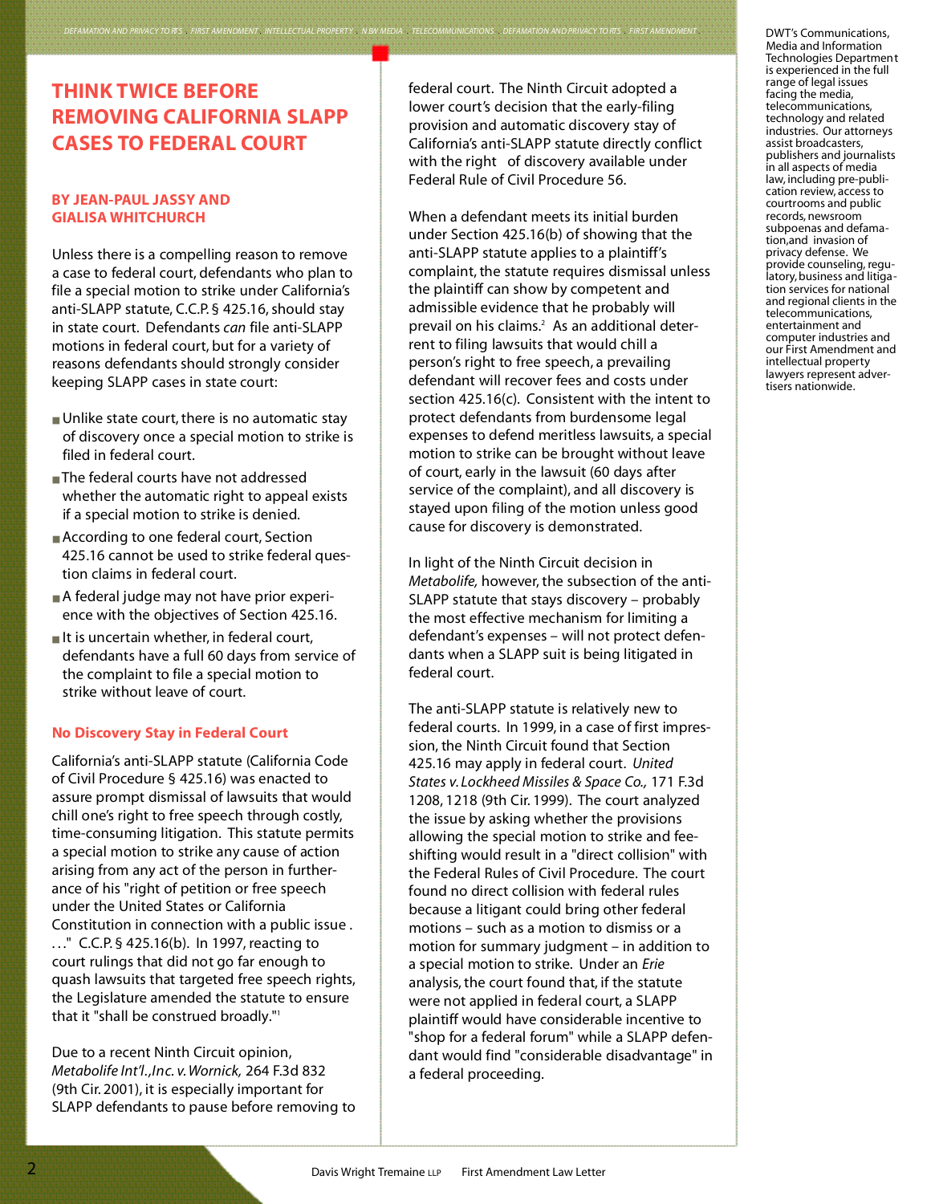# THINK TWICE BEFORE REMOVING CALIFORNIA SLAPP CASES TO FEDERAL COURT

**BY JEAN-PAUL JASSY AND GIALISA WHITCHURCH**

Unless there is a compelling reason to remove a case to federal court, defendants who plan to file a special motion to strike under California's anti-SLAPP statute, C.C.P. § 425.16, should stay in state court. Defendants *can* file anti-SLAPP motions in federal court, but for a variety of reasons defendants should strongly consider keeping SLAPP cases in state court:

- Unlike state court, there is no automatic stay of discovery once a special motion to strike is filed in federal court.
- The federal courts have not addressed whether the automatic right to appeal exists if a special motion to strike is denied.
- According to one federal court, Section 425.16 cannot be used to strike federal question claims in federal court.
- A federal judge may not have prior experience with the objectives of Section 425.16.
- It is uncertain whether, in federal court, defendants have a full 60 days from service of the complaint to file a special motion to strike without leave of court.

## No Discovery Stay in Federal Court

California's anti-SLAPP statute (California Code of Civil Procedure § 425.16) was enacted to assure prompt dismissal of lawsuits that would chill one's right to free speech through costly, time-consuming litigation. This statute permits a special motion to strike any cause of action arising from any act of the person in furtherance of his "right of petition or free speech under the United States or California Constitution in connection with a public issue . . ." C.C.P. § 425.16(b). In 1997, reacting to court rulings that did not go far enough to quash lawsuits that targeted free speech rights, the Legislature amended the statute to ensure that it "shall be construed broadly."[1]

Due to a recent Ninth Circuit opinion, *Metabolife Int'l., Inc. v. Wornick,* 264 F.3d 832 (9th Cir. 2001), it is especially important for SLAPP defendants to pause before removing to federal court. The Ninth Circuit adopted a lower court's decision that the early-filing provision and automatic discovery stay of California's anti-SLAPP statute directly conflict with the right of discovery available under Federal Rule of Civil Procedure 56.

When a defendant meets its initial burden under Section 425.16(b) of showing that the anti-SLAPP statute applies to a plaintiff's complaint, the statute requires dismissal unless the plaintiff can show by competent and admissible evidence that he probably will prevail on his claims.[2] As an additional deterrent to filing lawsuits that would chill a person's right to free speech, a prevailing defendant will recover fees and costs under section 425.16(c). Consistent with the intent to protect defendants from burdensome legal expenses to defend meritless lawsuits, a special motion to strike can be brought without leave of court, early in the lawsuit (60 days after service of the complaint), and all discovery is stayed upon filing of the motion unless good cause for discovery is demonstrated.

In light of the Ninth Circuit decision in *Metabolife,* however, the subsection of the anti-SLAPP statute that stays discovery – probably the most effective mechanism for limiting a defendant's expenses – will not protect defendants when a SLAPP suit is being litigated in federal court.

The anti-SLAPP statute is relatively new to federal courts. In 1999, in a case of first impression, the Ninth Circuit found that Section 425.16 may apply in federal court. *United States v. Lockheed Missiles & Space Co.,* 171 F.3d 1208, 1218 (9th Cir. 1999). The court analyzed the issue by asking whether the provisions allowing the special motion to strike and fee-shifting would result in a "direct collision" with the Federal Rules of Civil Procedure. The court found no direct collision with federal rules because a litigant could bring other federal motions – such as a motion to dismiss or a motion for summary judgment – in addition to a special motion to strike. Under an *Erie* analysis, the court found that, if the statute were not applied in federal court, a SLAPP plaintiff would have considerable incentive to "shop for a federal forum" while a SLAPP defendant would find "considerable disadvantage" in a federal proceeding.

DWT's Communications, Media and Information Technologies Department is experienced in the full range of legal issues facing the media, telecommunications, technology and related industries. Our attorneys assist broadcasters, publishers and journalists in all aspects of media law, including pre-publication review, access to courtrooms and public records, newsroom subpoenas and defamation, and invasion of privacy defense. We provide counseling, regulatory, business and litigation services for national and regional clients in the telecommunications, entertainment and computer industries and our First Amendment and intellectual property lawyers represent advertisers nationwide.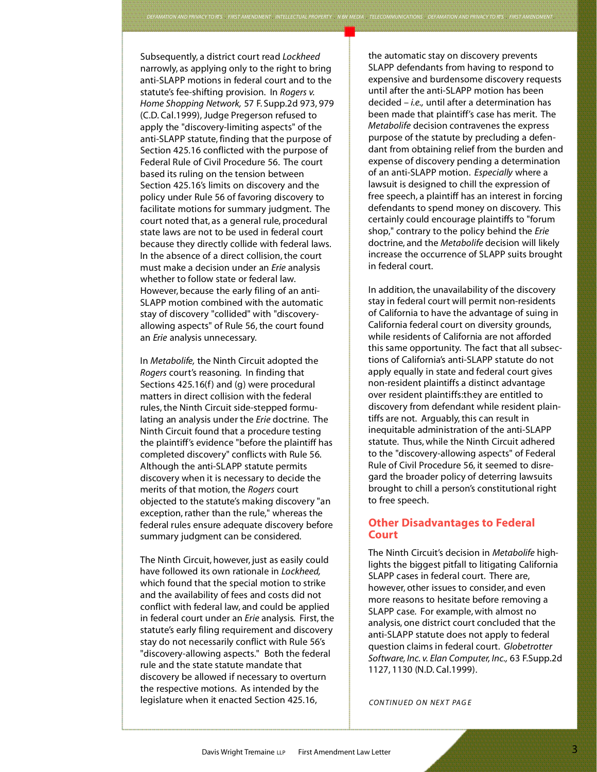Subsequently, a district court read *Lockheed* narrowly, as applying only to the right to bring anti-SLAPP motions in federal court and to the statute's fee-shifting provision. In *Rogers v. Home Shopping Network,* 57 F. Supp.2d 973, 979 (C.D. Cal.1999), Judge Pregerson refused to apply the "discovery-limiting aspects" of the anti-SLAPP statute, finding that the purpose of Section 425.16 conflicted with the purpose of Federal Rule of Civil Procedure 56. The court based its ruling on the tension between Section 425.16's limits on discovery and the policy under Rule 56 of favoring discovery to facilitate motions for summary judgment. The court noted that, as a general rule, procedural state laws are not to be used in federal court because they directly collide with federal laws. In the absence of a direct collision, the court must make a decision under an *Erie* analysis whether to follow state or federal law. However, because the early filing of an anti-SLAPP motion combined with the automatic stay of discovery "collided" with "discovery-allowing aspects" of Rule 56, the court found an *Erie* analysis unnecessary.

In *Metabolife,* the Ninth Circuit adopted the *Rogers* court's reasoning. In finding that Sections 425.16(f) and (g) were procedural matters in direct collision with the federal rules, the Ninth Circuit side-stepped formulating an analysis under the *Erie* doctrine. The Ninth Circuit found that a procedure testing the plaintiff's evidence "before the plaintiff has completed discovery" conflicts with Rule 56. Although the anti-SLAPP statute permits discovery when it is necessary to decide the merits of that motion, the *Rogers* court objected to the statute's making discovery "an exception, rather than the rule," whereas the federal rules ensure adequate discovery before summary judgment can be considered.

The Ninth Circuit, however, just as easily could have followed its own rationale in *Lockheed,* which found that the special motion to strike and the availability of fees and costs did not conflict with federal law, and could be applied in federal court under an *Erie* analysis. First, the statute's early filing requirement and discovery stay do not necessarily conflict with Rule 56's "discovery-allowing aspects." Both the federal rule and the state statute mandate that discovery be allowed if necessary to overturn the respective motions. As intended by the legislature when it enacted Section 425.16, the automatic stay on discovery prevents SLAPP defendants from having to respond to expensive and burdensome discovery requests until after the anti-SLAPP motion has been decided – *i.e.,* until after a determination has been made that plaintiff's case has merit. The *Metabolife* decision contravenes the express purpose of the statute by precluding a defendant from obtaining relief from the burden and expense of discovery pending a determination of an anti-SLAPP motion. *Especially* where a lawsuit is designed to chill the expression of free speech, a plaintiff has an interest in forcing defendants to spend money on discovery. This certainly could encourage plaintiffs to "forum shop," contrary to the policy behind the *Erie* doctrine, and the *Metabolife* decision will likely increase the occurrence of SLAPP suits brought in federal court.

In addition, the unavailability of the discovery stay in federal court will permit non-residents of California to have the advantage of suing in California federal court on diversity grounds, while residents of California are not afforded this same opportunity. The fact that all subsections of California's anti-SLAPP statute do not apply equally in state and federal court gives non-resident plaintiffs a distinct advantage over resident plaintiffs:they are entitled to discovery from defendant while resident plaintiffs are not. Arguably, this can result in inequitable administration of the anti-SLAPP statute. Thus, while the Ninth Circuit adhered to the "discovery-allowing aspects" of Federal Rule of Civil Procedure 56, it seemed to disregard the broader policy of deterring lawsuits brought to chill a person's constitutional right to free speech.

## Other Disadvantages to Federal Court

The Ninth Circuit's decision in *Metabolife* highlights the biggest pitfall to litigating California SLAPP cases in federal court. There are, however, other issues to consider, and even more reasons to hesitate before removing a SLAPP case. For example, with almost no analysis, one district court concluded that the anti-SLAPP statute does not apply to federal question claims in federal court. *Globetrotter Software, Inc. v. Elan Computer, Inc.,* 63 F.Supp.2d 1127, 1130 (N.D. Cal.1999).

*CONTINUED ON NEXT PAGE*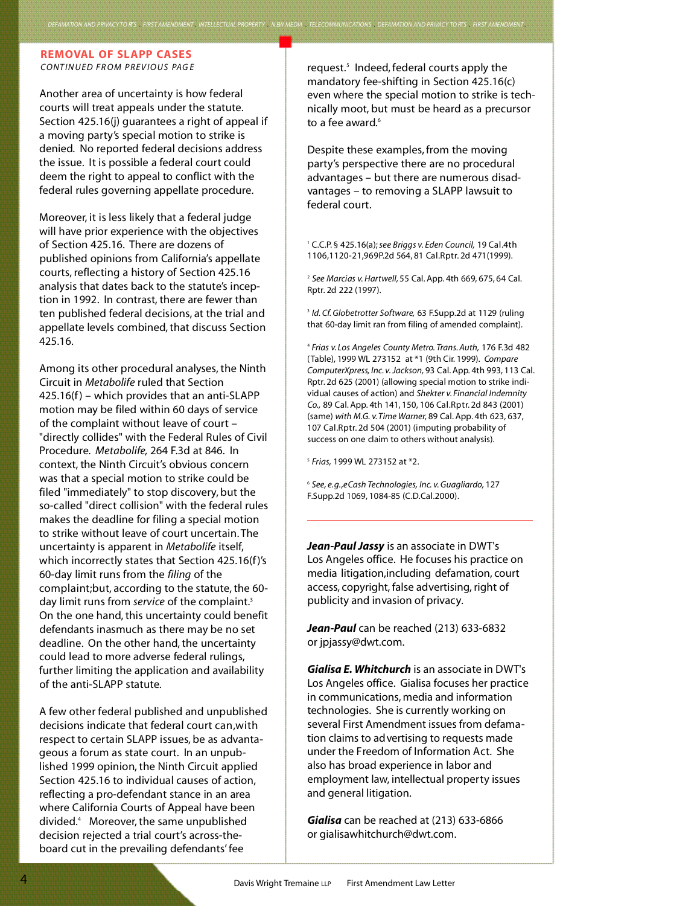## REMOVAL OF SLAPP CASES

*CONTINUED FROM PREVIOUS PAGE*

Another area of uncertainty is how federal courts will treat appeals under the statute. Section 425.16(j) guarantees a right of appeal if a moving party's special motion to strike is denied. No reported federal decisions address the issue. It is possible a federal court could deem the right to appeal to conflict with the federal rules governing appellate procedure.

Moreover, it is less likely that a federal judge will have prior experience with the objectives of Section 425.16. There are dozens of published opinions from California's appellate courts, reflecting a history of Section 425.16 analysis that dates back to the statute's inception in 1992. In contrast, there are fewer than ten published federal decisions, at the trial and appellate levels combined, that discuss Section 425.16.

Among its other procedural analyses, the Ninth Circuit in *Metabolife* ruled that Section 425.16(f) – which provides that an anti-SLAPP motion may be filed within 60 days of service of the complaint without leave of court – "directly collides" with the Federal Rules of Civil Procedure. *Metabolife,* 264 F.3d at 846. In context, the Ninth Circuit's obvious concern was that a special motion to strike could be filed "immediately" to stop discovery, but the so-called "direct collision" with the federal rules makes the deadline for filing a special motion to strike without leave of court uncertain. The uncertainty is apparent in *Metabolife* itself, which incorrectly states that Section 425.16(f)'s 60-day limit runs from the *filing* of the complaint; but, according to the statute, the 60-day limit runs from *service* of the complaint.[3] On the one hand, this uncertainty could benefit defendants inasmuch as there may be no set deadline. On the other hand, the uncertainty could lead to more adverse federal rulings, further limiting the application and availability of the anti-SLAPP statute.

A few other federal published and unpublished decisions indicate that federal court can, with respect to certain SLAPP issues, be as advantageous a forum as state court. In an unpublished 1999 opinion, the Ninth Circuit applied Section 425.16 to individual causes of action, reflecting a pro-defendant stance in an area where California Courts of Appeal have been divided.[4] Moreover, the same unpublished decision rejected a trial court's across-the-board cut in the prevailing defendants' fee request.[5] Indeed, federal courts apply the mandatory fee-shifting in Section 425.16(c) even where the special motion to strike is technically moot, but must be heard as a precursor to a fee award.[6]

Despite these examples, from the moving party's perspective there are no procedural advantages – but there are numerous disadvantages – to removing a SLAPP lawsuit to federal court.

[1] C.C.P. § 425.16(a); *see Briggs v. Eden Council,* 19 Cal.4th 1106, 1120-21, 969P.2d 564, 81 Cal.Rptr. 2d 471 (1999).

[2] *See Marcias v. Hartwell,* 55 Cal. App. 4th 669, 675, 64 Cal. Rptr. 2d 222 (1997).

[3] *Id. Cf. Globetrotter Software,* 63 F.Supp.2d at 1129 (ruling that 60-day limit ran from filing of amended complaint).

[4] *Frias v. Los Angeles County Metro. Trans. Auth,* 176 F.3d 482 (Table), 1999 WL 273152 at *1 (9th Cir. 1999). *Compare ComputerXpress, Inc. v. Jackson,* 93 Cal. App. 4th 993, 113 Cal. Rptr. 2d 625 (2001) (allowing special motion to strike individual causes of action) and *Shekter v. Financial Indemnity Co.,* 89 Cal. App. 4th 141, 150, 106 Cal.Rptr. 2d 843 (2001) (same) *with M.G. v. Time Warner,* 89 Cal. App. 4th 623, 637, 107 Cal.Rptr. 2d 504 (2001) (imputing probability of success on one claim to others without analysis).

[5] *Frias,* 1999 WL 273152 at *2.

[6] *See, e.g., eCash Technologies, Inc. v. Guagliardo,* 127 F.Supp.2d 1069, 1084-85 (C.D.Cal.2000).

---

***Jean-Paul Jassy*** is an associate in DWT's Los Angeles office. He focuses his practice on media litigation, including defamation, court access, copyright, false advertising, right of publicity and invasion of privacy.

***Jean-Paul*** can be reached (213) 633-6832 or jpjassy@dwt.com.

***Gialisa E. Whitchurch*** is an associate in DWT's Los Angeles office. Gialisa focuses her practice in communications, media and information technologies. She is currently working on several First Amendment issues from defamation claims to advertising to requests made under the Freedom of Information Act. She also has broad experience in labor and employment law, intellectual property issues and general litigation.

***Gialisa*** can be reached at (213) 633-6866 or gialisawhitchurch@dwt.com.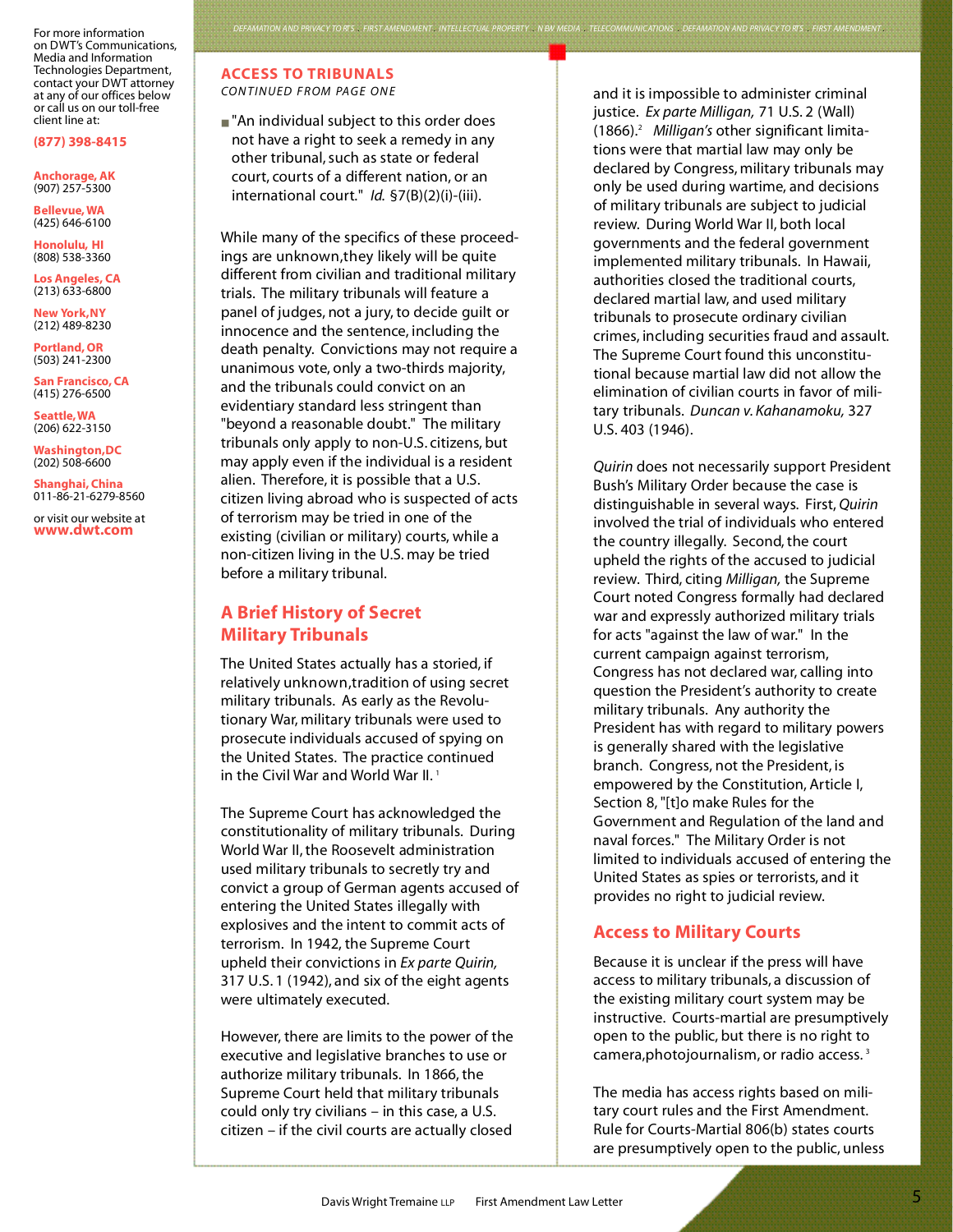For more information on DWT's Communications, Media and Information Technologies Department, contact your DWT attorney at any of our offices below or call us on our toll-free client line at:

**(877) 398-8415**

**Anchorage, AK**
(907) 257-5300

**Bellevue, WA**
(425) 646-6100

**Honolulu, HI**
(808) 538-3360

**Los Angeles, CA**
(213) 633-6800

**New York, NY**
(212) 489-8230

**Portland, OR**
(503) 241-2300

**San Francisco, CA**
(415) 276-6500

**Seattle, WA**
(206) 622-3150

**Washington, DC**
(202) 508-6600

**Shanghai, China**
011-86-21-6279-8560

or visit our website at
**www.dwt.com**

## ACCESS TO TRIBUNALS

*CONTINUED FROM PAGE ONE*

- "An individual subject to this order does not have a right to seek a remedy in any other tribunal, such as state or federal court, courts of a different nation, or an international court." *Id.* §7(B)(2)(i)-(iii).

While many of the specifics of these proceedings are unknown, they likely will be quite different from civilian and traditional military trials. The military tribunals will feature a panel of judges, not a jury, to decide guilt or innocence and the sentence, including the death penalty. Convictions may not require a unanimous vote, only a two-thirds majority, and the tribunals could convict on an evidentiary standard less stringent than "beyond a reasonable doubt." The military tribunals only apply to non-U.S. citizens, but may apply even if the individual is a resident alien. Therefore, it is possible that a U.S. citizen living abroad who is suspected of acts of terrorism may be tried in one of the existing (civilian or military) courts, while a non-citizen living in the U.S. may be tried before a military tribunal.

## A Brief History of Secret Military Tribunals

The United States actually has a storied, if relatively unknown, tradition of using secret military tribunals. As early as the Revolutionary War, military tribunals were used to prosecute individuals accused of spying on the United States. The practice continued in the Civil War and World War II. [1]

The Supreme Court has acknowledged the constitutionality of military tribunals. During World War II, the Roosevelt administration used military tribunals to secretly try and convict a group of German agents accused of entering the United States illegally with explosives and the intent to commit acts of terrorism. In 1942, the Supreme Court upheld their convictions in *Ex parte Quirin,* 317 U.S. 1 (1942), and six of the eight agents were ultimately executed.

However, there are limits to the power of the executive and legislative branches to use or authorize military tribunals. In 1866, the Supreme Court held that military tribunals could only try civilians – in this case, a U.S. citizen – if the civil courts are actually closed and it is impossible to administer criminal justice. *Ex parte Milligan,* 71 U.S. 2 (Wall) (1866).[2] *Milligan's* other significant limitations were that martial law may only be declared by Congress, military tribunals may only be used during wartime, and decisions of military tribunals are subject to judicial review. During World War II, both local governments and the federal government implemented military tribunals. In Hawaii, authorities closed the traditional courts, declared martial law, and used military tribunals to prosecute ordinary civilian crimes, including securities fraud and assault. The Supreme Court found this unconstitutional because martial law did not allow the elimination of civilian courts in favor of military tribunals. *Duncan v. Kahanamoku,* 327 U.S. 403 (1946).

*Quirin* does not necessarily support President Bush's Military Order because the case is distinguishable in several ways. First, *Quirin* involved the trial of individuals who entered the country illegally. Second, the court upheld the rights of the accused to judicial review. Third, citing *Milligan,* the Supreme Court noted Congress formally had declared war and expressly authorized military trials for acts "against the law of war." In the current campaign against terrorism, Congress has not declared war, calling into question the President's authority to create military tribunals. Any authority the President has with regard to military powers is generally shared with the legislative branch. Congress, not the President, is empowered by the Constitution, Article I, Section 8, "[t]o make Rules for the Government and Regulation of the land and naval forces." The Military Order is not limited to individuals accused of entering the United States as spies or terrorists, and it provides no right to judicial review.

## Access to Military Courts

Because it is unclear if the press will have access to military tribunals, a discussion of the existing military court system may be instructive. Courts-martial are presumptively open to the public, but there is no right to camera, photojournalism, or radio access. [3]

The media has access rights based on military court rules and the First Amendment. Rule for Courts-Martial 806(b) states courts are presumptively open to the public, unless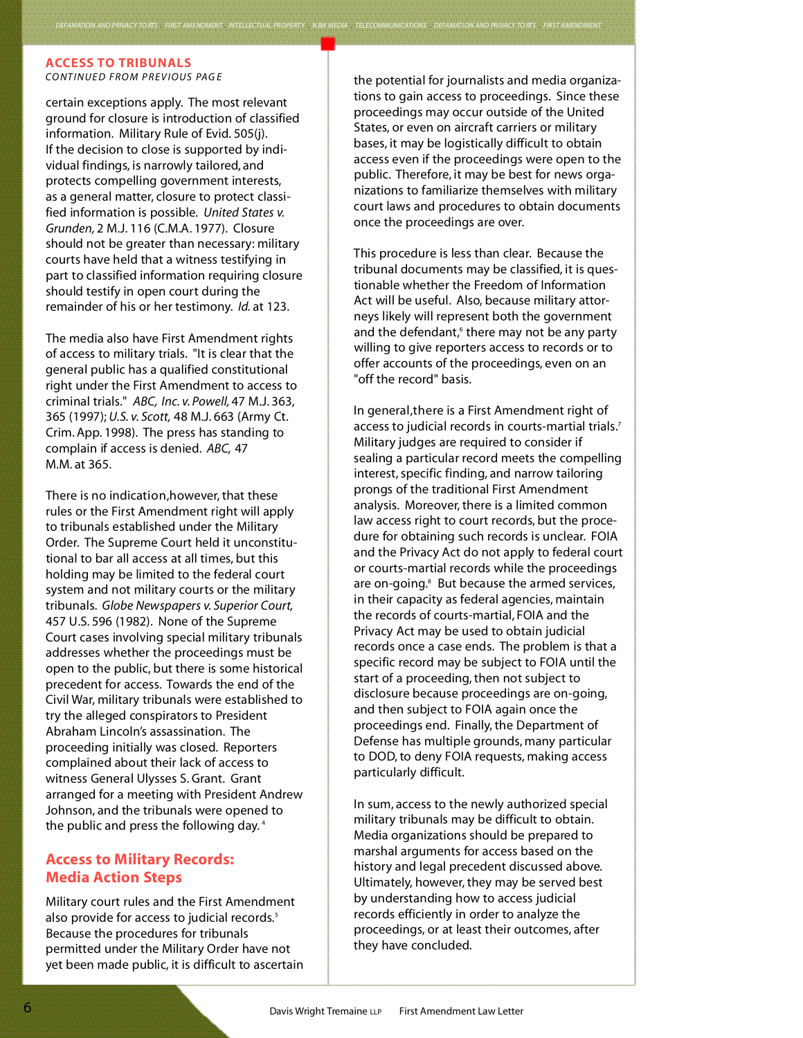## ACCESS TO TRIBUNALS

*CONTINUED FROM PREVIOUS PAGE*

certain exceptions apply. The most relevant ground for closure is introduction of classified information. Military Rule of Evid. 505(j). If the decision to close is supported by individual findings, is narrowly tailored, and protects compelling government interests, as a general matter, closure to protect classified information is possible. *United States v. Grunden,* 2 M.J. 116 (C.M.A. 1977). Closure should not be greater than necessary: military courts have held that a witness testifying in part to classified information requiring closure should testify in open court during the remainder of his or her testimony. *Id.* at 123.

The media also have First Amendment rights of access to military trials. "It is clear that the general public has a qualified constitutional right under the First Amendment to access to criminal trials." *ABC, Inc. v. Powell,* 47 M.J. 363, 365 (1997); *U.S. v. Scott,* 48 M.J. 663 (Army Ct. Crim. App. 1998). The press has standing to complain if access is denied. *ABC,* 47 M.M. at 365.

There is no indication,however, that these rules or the First Amendment right will apply to tribunals established under the Military Order. The Supreme Court held it unconstitutional to bar all access at all times, but this holding may be limited to the federal court system and not military courts or the military tribunals. *Globe Newspapers v. Superior Court,* 457 U.S. 596 (1982). None of the Supreme Court cases involving special military tribunals addresses whether the proceedings must be open to the public, but there is some historical precedent for access. Towards the end of the Civil War, military tribunals were established to try the alleged conspirators to President Abraham Lincoln's assassination. The proceeding initially was closed. Reporters complained about their lack of access to witness General Ulysses S. Grant. Grant arranged for a meeting with President Andrew Johnson, and the tribunals were opened to the public and press the following day. [4]

## Access to Military Records: Media Action Steps

Military court rules and the First Amendment also provide for access to judicial records.[5] Because the procedures for tribunals permitted under the Military Order have not yet been made public, it is difficult to ascertain the potential for journalists and media organizations to gain access to proceedings. Since these proceedings may occur outside of the United States, or even on aircraft carriers or military bases, it may be logistically difficult to obtain access even if the proceedings were open to the public. Therefore, it may be best for news organizations to familiarize themselves with military court laws and procedures to obtain documents once the proceedings are over.

This procedure is less than clear. Because the tribunal documents may be classified, it is questionable whether the Freedom of Information Act will be useful. Also, because military attorneys likely will represent both the government and the defendant,[6] there may not be any party willing to give reporters access to records or to offer accounts of the proceedings, even on an "off the record" basis.

In general,there is a First Amendment right of access to judicial records in courts-martial trials.[7] Military judges are required to consider if sealing a particular record meets the compelling interest, specific finding, and narrow tailoring prongs of the traditional First Amendment analysis. Moreover, there is a limited common law access right to court records, but the procedure for obtaining such records is unclear. FOIA and the Privacy Act do not apply to federal court or courts-martial records while the proceedings are on-going.[8] But because the armed services, in their capacity as federal agencies, maintain the records of courts-martial, FOIA and the Privacy Act may be used to obtain judicial records once a case ends. The problem is that a specific record may be subject to FOIA until the start of a proceeding, then not subject to disclosure because proceedings are on-going, and then subject to FOIA again once the proceedings end. Finally, the Department of Defense has multiple grounds, many particular to DOD, to deny FOIA requests, making access particularly difficult.

In sum, access to the newly authorized special military tribunals may be difficult to obtain. Media organizations should be prepared to marshal arguments for access based on the history and legal precedent discussed above. Ultimately, however, they may be served best by understanding how to access judicial records efficiently in order to analyze the proceedings, or at least their outcomes, after they have concluded.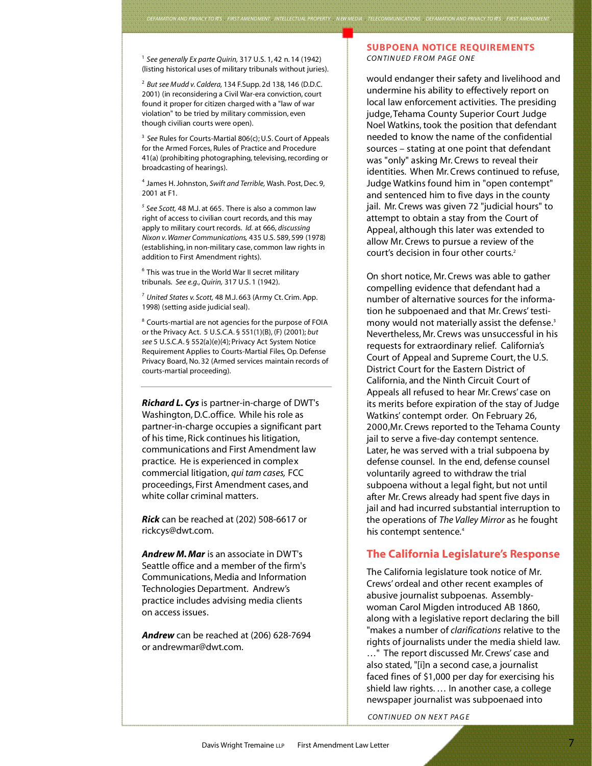[1] *See generally Ex parte Quirin,* 317 U.S. 1, 42 n. 14 (1942) (listing historical uses of military tribunals without juries).

[2] *But see Mudd v. Caldera,* 134 F.Supp. 2d 138, 146 (D.D.C. 2001) (in reconsidering a Civil War-era conviction, court found it proper for citizen charged with a "law of war violation" to be tried by military commission, even though civilian courts were open).

[3] *See* Rules for Courts-Martial 806(c); U.S. Court of Appeals for the Armed Forces, Rules of Practice and Procedure 41(a) (prohibiting photographing, televising, recording or broadcasting of hearings).

[4] James H. Johnston, *Swift and Terrible,* Wash. Post, Dec. 9, 2001 at F1.

[5] *See Scott,* 48 M.J. at 665. There is also a common law right of access to civilian court records, and this may apply to military court records. *Id.* at 666, *discussing Nixon v. Warner Communications,* 435 U.S. 589, 599 (1978) (establishing, in non-military case, common law rights in addition to First Amendment rights).

[6] This was true in the World War II secret military tribunals. *See e.g., Quirin,* 317 U.S. 1 (1942).

[7] *United States v. Scott,* 48 M.J. 663 (Army Ct. Crim. App. 1998) (setting aside judicial seal).

[8] Courts-martial are not agencies for the purpose of FOIA or the Privacy Act. 5 U.S.C.A. § 551(1)(B), (F) (2001); *but see* 5 U.S.C.A. § 552(a)(e)(4); Privacy Act System Notice Requirement Applies to Courts-Martial Files, Op. Defense Privacy Board, No. 32 (Armed services maintain records of courts-martial proceeding).

---

***Richard L. Cys*** is partner-in-charge of DWT's Washington, D.C. office. While his role as partner-in-charge occupies a significant part of his time, Rick continues his litigation, communications and First Amendment law practice. He is experienced in complex commercial litigation, *qui tam cases,* FCC proceedings, First Amendment cases, and white collar criminal matters.

***Rick*** can be reached at (202) 508-6617 or rickcys@dwt.com.

***Andrew M. Mar*** is an associate in DWT's Seattle office and a member of the firm's Communications, Media and Information Technologies Department. Andrew's practice includes advising media clients on access issues.

***Andrew*** can be reached at (206) 628-7694 or andrewmar@dwt.com.

## SUBPOENA NOTICE REQUIREMENTS

*CONTINUED FROM PAGE ONE*

would endanger their safety and livelihood and undermine his ability to effectively report on local law enforcement activities. The presiding judge, Tehama County Superior Court Judge Noel Watkins, took the position that defendant needed to know the name of the confidential sources – stating at one point that defendant was "only" asking Mr. Crews to reveal their identities. When Mr. Crews continued to refuse, Judge Watkins found him in "open contempt" and sentenced him to five days in the county jail. Mr. Crews was given 72 "judicial hours" to attempt to obtain a stay from the Court of Appeal, although this later was extended to allow Mr. Crews to pursue a review of the court's decision in four other courts.[2]

On short notice, Mr. Crews was able to gather compelling evidence that defendant had a number of alternative sources for the information he subpoenaed and that Mr. Crews' testimony would not materially assist the defense.[3] Nevertheless, Mr. Crews was unsuccessful in his requests for extraordinary relief. California's Court of Appeal and Supreme Court, the U.S. District Court for the Eastern District of California, and the Ninth Circuit Court of Appeals all refused to hear Mr. Crews' case on its merits before expiration of the stay of Judge Watkins' contempt order. On February 26, 2000, Mr. Crews reported to the Tehama County jail to serve a five-day contempt sentence. Later, he was served with a trial subpoena by defense counsel. In the end, defense counsel voluntarily agreed to withdraw the trial subpoena without a legal fight, but not until after Mr. Crews already had spent five days in jail and had incurred substantial interruption to the operations of *The Valley Mirror* as he fought his contempt sentence.[4]

## The California Legislature's Response

The California legislature took notice of Mr. Crews' ordeal and other recent examples of abusive journalist subpoenas. Assemblywoman Carol Migden introduced AB 1860, along with a legislative report declaring the bill "makes a number of *clarifications* relative to the rights of journalists under the media shield law. …" The report discussed Mr. Crews' case and also stated, "[i]n a second case, a journalist faced fines of $1,000 per day for exercising his shield law rights. … In another case, a college newspaper journalist was subpoenaed into

*CONTINUED ON NEXT PAGE*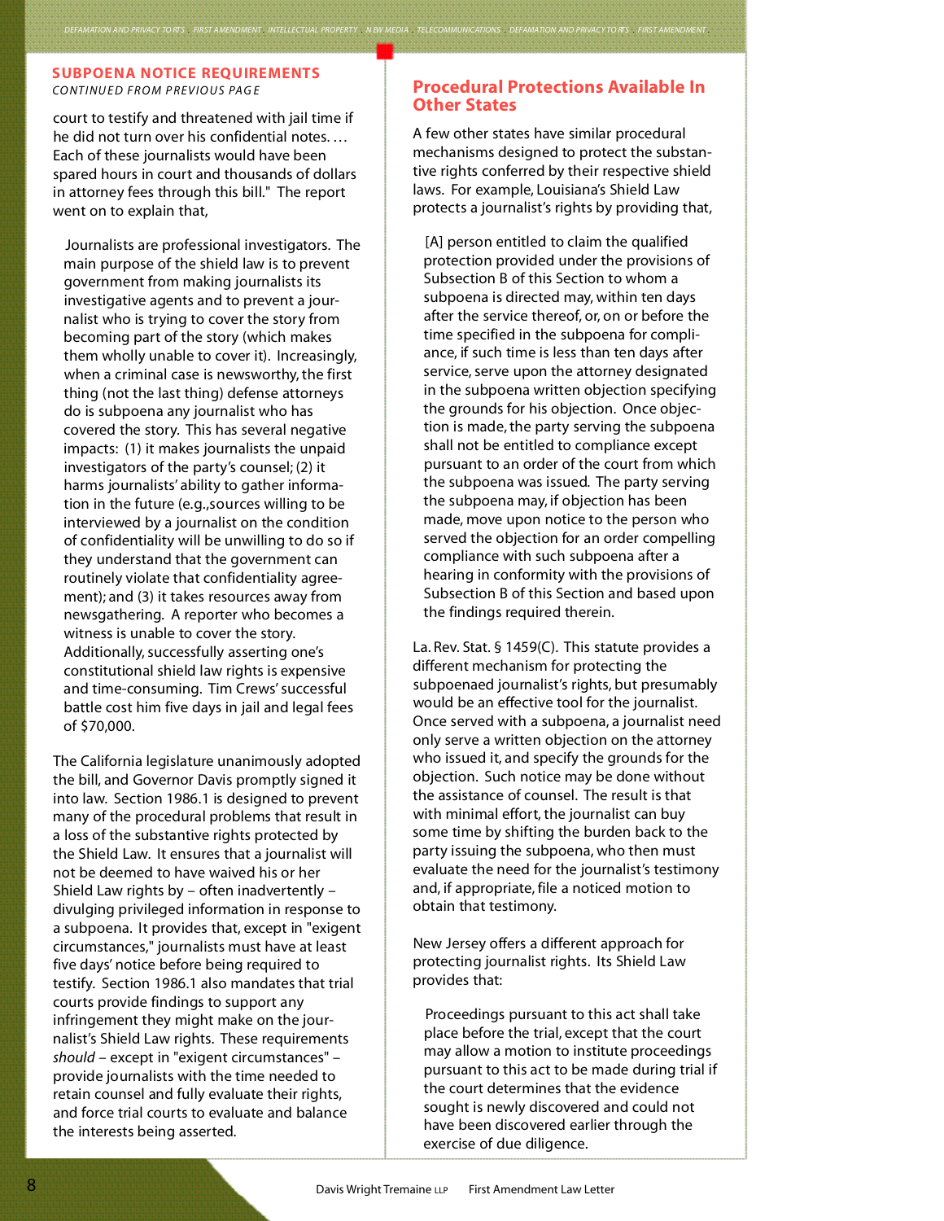## SUBPOENA NOTICE REQUIREMENTS

*CONTINUED FROM PREVIOUS PAGE*

court to testify and threatened with jail time if he did not turn over his confidential notes. … Each of these journalists would have been spared hours in court and thousands of dollars in attorney fees through this bill." The report went on to explain that,

> Journalists are professional investigators. The main purpose of the shield law is to prevent government from making journalists its investigative agents and to prevent a journalist who is trying to cover the story from becoming part of the story (which makes them wholly unable to cover it). Increasingly, when a criminal case is newsworthy, the first thing (not the last thing) defense attorneys do is subpoena any journalist who has covered the story. This has several negative impacts: (1) it makes journalists the unpaid investigators of the party's counsel; (2) it harms journalists' ability to gather information in the future (e.g.,sources willing to be interviewed by a journalist on the condition of confidentiality will be unwilling to do so if they understand that the government can routinely violate that confidentiality agreement); and (3) it takes resources away from newsgathering. A reporter who becomes a witness is unable to cover the story. Additionally, successfully asserting one's constitutional shield law rights is expensive and time-consuming. Tim Crews' successful battle cost him five days in jail and legal fees of $70,000.

The California legislature unanimously adopted the bill, and Governor Davis promptly signed it into law. Section 1986.1 is designed to prevent many of the procedural problems that result in a loss of the substantive rights protected by the Shield Law. It ensures that a journalist will not be deemed to have waived his or her Shield Law rights by – often inadvertently – divulging privileged information in response to a subpoena. It provides that, except in "exigent circumstances," journalists must have at least five days' notice before being required to testify. Section 1986.1 also mandates that trial courts provide findings to support any infringement they might make on the journalist's Shield Law rights. These requirements *should* – except in "exigent circumstances" – provide journalists with the time needed to retain counsel and fully evaluate their rights, and force trial courts to evaluate and balance the interests being asserted.

## Procedural Protections Available In Other States

A few other states have similar procedural mechanisms designed to protect the substantive rights conferred by their respective shield laws. For example, Louisiana's Shield Law protects a journalist's rights by providing that,

> [A] person entitled to claim the qualified protection provided under the provisions of Subsection B of this Section to whom a subpoena is directed may, within ten days after the service thereof, or, on or before the time specified in the subpoena for compliance, if such time is less than ten days after service, serve upon the attorney designated in the subpoena written objection specifying the grounds for his objection. Once objection is made, the party serving the subpoena shall not be entitled to compliance except pursuant to an order of the court from which the subpoena was issued. The party serving the subpoena may, if objection has been made, move upon notice to the person who served the objection for an order compelling compliance with such subpoena after a hearing in conformity with the provisions of Subsection B of this Section and based upon the findings required therein.

La. Rev. Stat. § 1459(C). This statute provides a different mechanism for protecting the subpoenaed journalist's rights, but presumably would be an effective tool for the journalist. Once served with a subpoena, a journalist need only serve a written objection on the attorney who issued it, and specify the grounds for the objection. Such notice may be done without the assistance of counsel. The result is that with minimal effort, the journalist can buy some time by shifting the burden back to the party issuing the subpoena, who then must evaluate the need for the journalist's testimony and, if appropriate, file a noticed motion to obtain that testimony.

New Jersey offers a different approach for protecting journalist rights. Its Shield Law provides that:

> Proceedings pursuant to this act shall take place before the trial, except that the court may allow a motion to institute proceedings pursuant to this act to be made during trial if the court determines that the evidence sought is newly discovered and could not have been discovered earlier through the exercise of due diligence.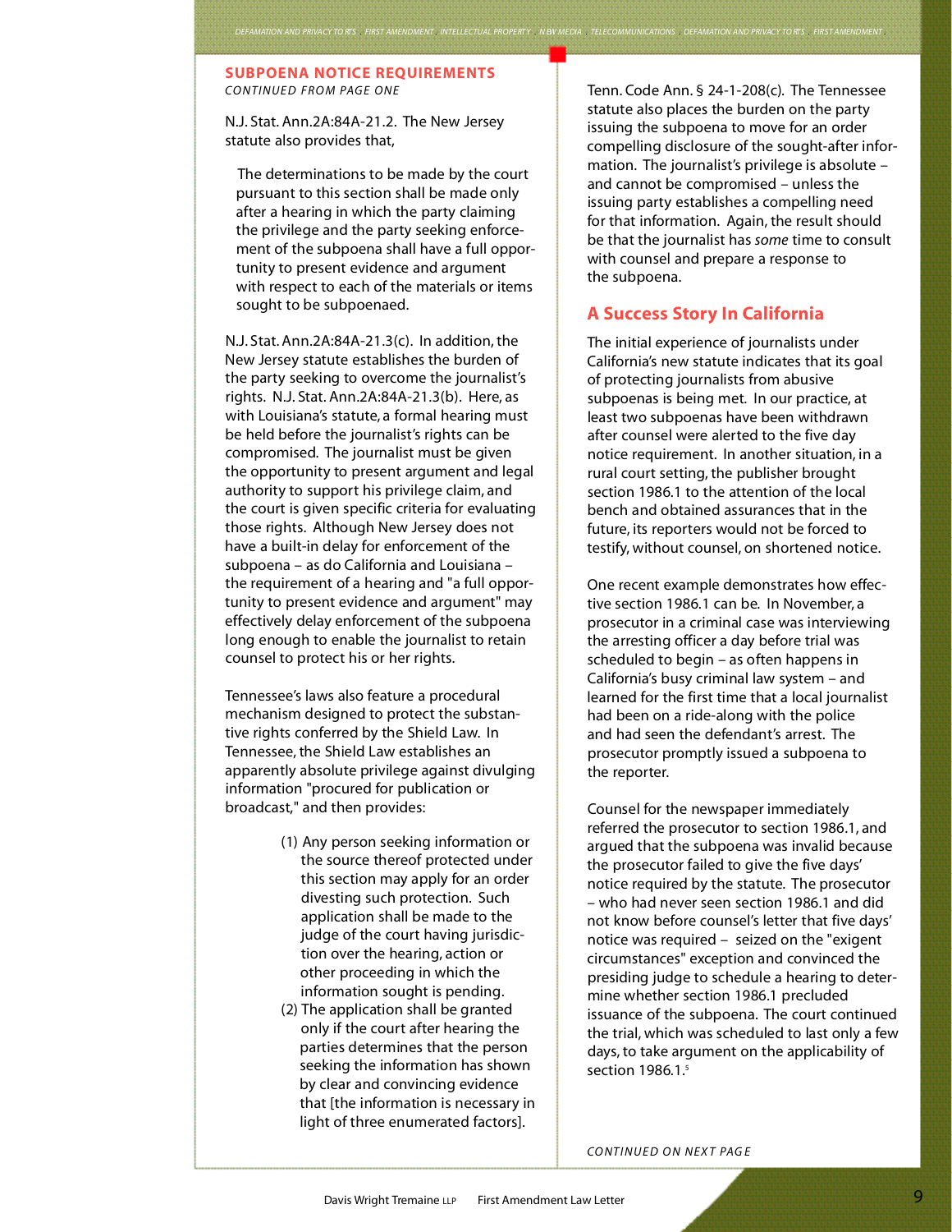## SUBPOENA NOTICE REQUIREMENTS

*CONTINUED FROM PAGE ONE*

N.J. Stat. Ann.2A:84A-21.2. The New Jersey statute also provides that,

> The determinations to be made by the court pursuant to this section shall be made only after a hearing in which the party claiming the privilege and the party seeking enforcement of the subpoena shall have a full opportunity to present evidence and argument with respect to each of the materials or items sought to be subpoenaed.

N.J. Stat. Ann.2A:84A-21.3(c). In addition, the New Jersey statute establishes the burden of the party seeking to overcome the journalist's rights. N.J. Stat. Ann.2A:84A-21.3(b). Here, as with Louisiana's statute, a formal hearing must be held before the journalist's rights can be compromised. The journalist must be given the opportunity to present argument and legal authority to support his privilege claim, and the court is given specific criteria for evaluating those rights. Although New Jersey does not have a built-in delay for enforcement of the subpoena – as do California and Louisiana – the requirement of a hearing and "a full opportunity to present evidence and argument" may effectively delay enforcement of the subpoena long enough to enable the journalist to retain counsel to protect his or her rights.

Tennessee's laws also feature a procedural mechanism designed to protect the substantive rights conferred by the Shield Law. In Tennessee, the Shield Law establishes an apparently absolute privilege against divulging information "procured for publication or broadcast," and then provides:

> (1) Any person seeking information or the source thereof protected under this section may apply for an order divesting such protection. Such application shall be made to the judge of the court having jurisdiction over the hearing, action or other proceeding in which the information sought is pending.
>
> (2) The application shall be granted only if the court after hearing the parties determines that the person seeking the information has shown by clear and convincing evidence that [the information is necessary in light of three enumerated factors].

Tenn. Code Ann. § 24-1-208(c). The Tennessee statute also places the burden on the party issuing the subpoena to move for an order compelling disclosure of the sought-after information. The journalist's privilege is absolute – and cannot be compromised – unless the issuing party establishes a compelling need for that information. Again, the result should be that the journalist has *some* time to consult with counsel and prepare a response to the subpoena.

## A Success Story In California

The initial experience of journalists under California's new statute indicates that its goal of protecting journalists from abusive subpoenas is being met. In our practice, at least two subpoenas have been withdrawn after counsel were alerted to the five day notice requirement. In another situation, in a rural court setting, the publisher brought section 1986.1 to the attention of the local bench and obtained assurances that in the future, its reporters would not be forced to testify, without counsel, on shortened notice.

One recent example demonstrates how effective section 1986.1 can be. In November, a prosecutor in a criminal case was interviewing the arresting officer a day before trial was scheduled to begin – as often happens in California's busy criminal law system – and learned for the first time that a local journalist had been on a ride-along with the police and had seen the defendant's arrest. The prosecutor promptly issued a subpoena to the reporter.

Counsel for the newspaper immediately referred the prosecutor to section 1986.1, and argued that the subpoena was invalid because the prosecutor failed to give the five days' notice required by the statute. The prosecutor – who had never seen section 1986.1 and did not know before counsel's letter that five days' notice was required – seized on the "exigent circumstances" exception and convinced the presiding judge to schedule a hearing to determine whether section 1986.1 precluded issuance of the subpoena. The court continued the trial, which was scheduled to last only a few days, to take argument on the applicability of section 1986.1.[5]

*CONTINUED ON NEXT PAGE*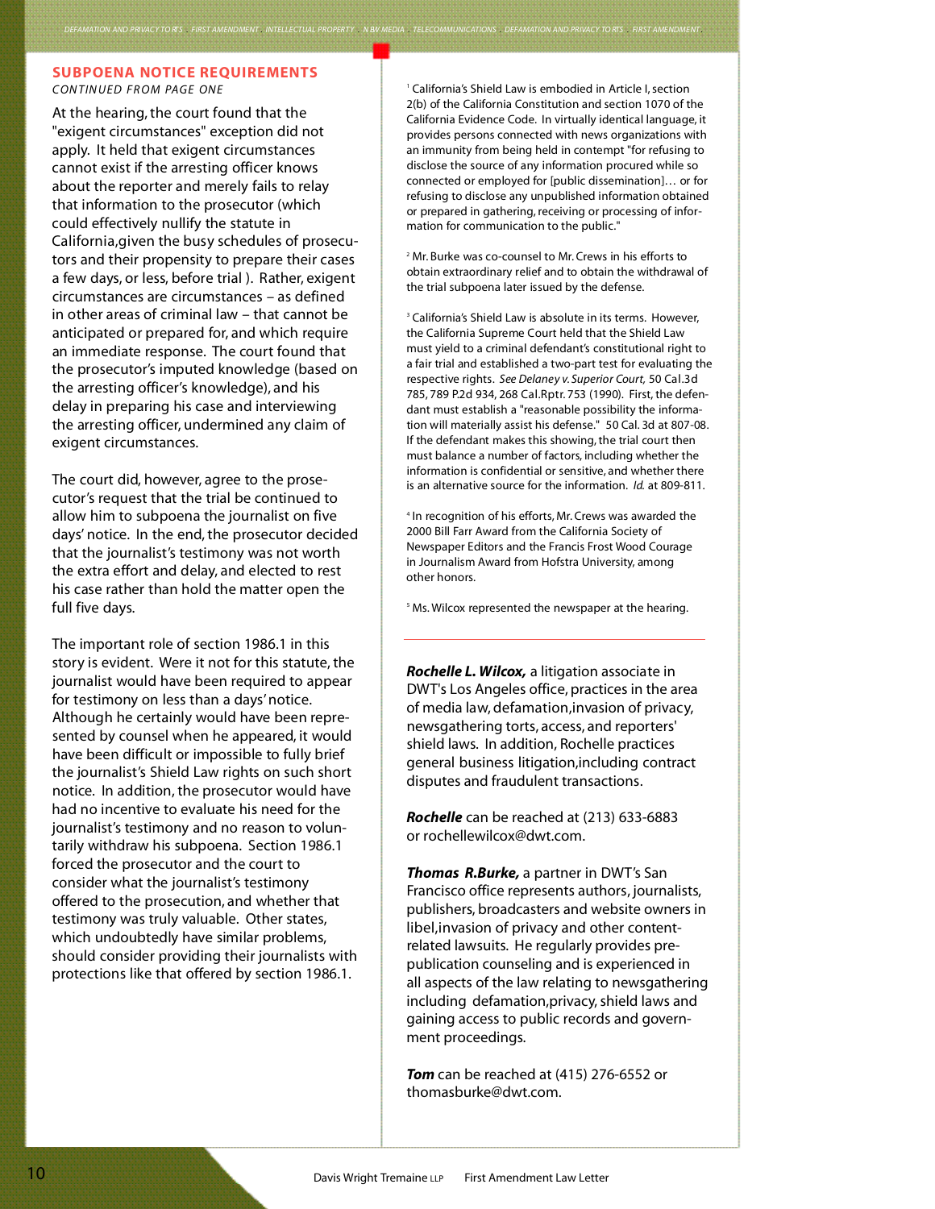## SUBPOENA NOTICE REQUIREMENTS

*CONTINUED FROM PAGE ONE*

At the hearing, the court found that the "exigent circumstances" exception did not apply. It held that exigent circumstances cannot exist if the arresting officer knows about the reporter and merely fails to relay that information to the prosecutor (which could effectively nullify the statute in California, given the busy schedules of prosecutors and their propensity to prepare their cases a few days, or less, before trial ). Rather, exigent circumstances are circumstances – as defined in other areas of criminal law – that cannot be anticipated or prepared for, and which require an immediate response. The court found that the prosecutor's imputed knowledge (based on the arresting officer's knowledge), and his delay in preparing his case and interviewing the arresting officer, undermined any claim of exigent circumstances.

The court did, however, agree to the prosecutor's request that the trial be continued to allow him to subpoena the journalist on five days' notice. In the end, the prosecutor decided that the journalist's testimony was not worth the extra effort and delay, and elected to rest his case rather than hold the matter open the full five days.

The important role of section 1986.1 in this story is evident. Were it not for this statute, the journalist would have been required to appear for testimony on less than a days' notice. Although he certainly would have been represented by counsel when he appeared, it would have been difficult or impossible to fully brief the journalist's Shield Law rights on such short notice. In addition, the prosecutor would have had no incentive to evaluate his need for the journalist's testimony and no reason to voluntarily withdraw his subpoena. Section 1986.1 forced the prosecutor and the court to consider what the journalist's testimony offered to the prosecution, and whether that testimony was truly valuable. Other states, which undoubtedly have similar problems, should consider providing their journalists with protections like that offered by section 1986.1.

[1] California's Shield Law is embodied in Article I, section 2(b) of the California Constitution and section 1070 of the California Evidence Code. In virtually identical language, it provides persons connected with news organizations with an immunity from being held in contempt "for refusing to disclose the source of any information procured while so connected or employed for [public dissemination]… or for refusing to disclose any unpublished information obtained or prepared in gathering, receiving or processing of information for communication to the public."

[2] Mr. Burke was co-counsel to Mr. Crews in his efforts to obtain extraordinary relief and to obtain the withdrawal of the trial subpoena later issued by the defense.

[3] California's Shield Law is absolute in its terms. However, the California Supreme Court held that the Shield Law must yield to a criminal defendant's constitutional right to a fair trial and established a two-part test for evaluating the respective rights. *See Delaney v. Superior Court,* 50 Cal.3d 785, 789 P.2d 934, 268 Cal.Rptr. 753 (1990). First, the defendant must establish a "reasonable possibility the information will materially assist his defense." 50 Cal. 3d at 807-08. If the defendant makes this showing, the trial court then must balance a number of factors, including whether the information is confidential or sensitive, and whether there is an alternative source for the information. *Id.* at 809-811.

[4] In recognition of his efforts, Mr. Crews was awarded the 2000 Bill Farr Award from the California Society of Newspaper Editors and the Francis Frost Wood Courage in Journalism Award from Hofstra University, among other honors.

[5] Ms. Wilcox represented the newspaper at the hearing.

---

***Rochelle L. Wilcox,*** a litigation associate in DWT's Los Angeles office, practices in the area of media law, defamation, invasion of privacy, newsgathering torts, access, and reporters' shield laws. In addition, Rochelle practices general business litigation, including contract disputes and fraudulent transactions.

***Rochelle*** can be reached at (213) 633-6883 or rochellewilcox@dwt.com.

***Thomas R.Burke,*** a partner in DWT's San Francisco office represents authors, journalists, publishers, broadcasters and website owners in libel, invasion of privacy and other content-related lawsuits. He regularly provides pre-publication counseling and is experienced in all aspects of the law relating to newsgathering including defamation, privacy, shield laws and gaining access to public records and government proceedings.

***Tom*** can be reached at (415) 276-6552 or thomasburke@dwt.com.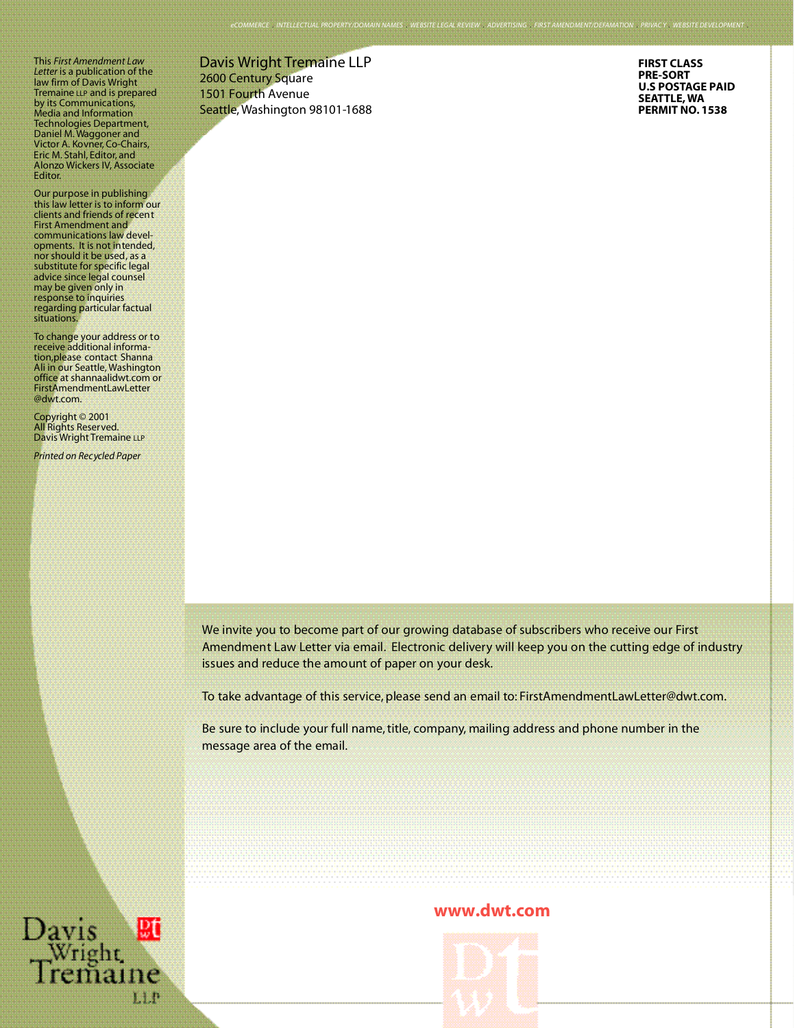eCOMMERCE . INTELLECTUAL PROPERTY/DOMAIN NAMES . WEBSITE LEGAL REVIEW . ADVERTISING . FIRST AMENDMENT/DEFAMATION . PRIVACY . WEBSITE DEVELOPMENT

This *First Amendment Law Letter* is a publication of the law firm of Davis Wright Tremaine LLP and is prepared by its Communications, Media and Information Technologies Department, Daniel M. Waggoner and Victor A. Kovner, Co-Chairs, Eric M. Stahl, Editor, and Alonzo Wickers IV, Associate Editor.

Our purpose in publishing this law letter is to inform our clients and friends of recent First Amendment and communications law developments. It is not intended, nor should it be used, as a substitute for specific legal advice since legal counsel may be given only in response to inquiries regarding particular factual situations.

To change your address or to receive additional information, please contact Shanna Ali in our Seattle, Washington office at shannaalidwt.com or FirstAmendmentLawLetter@dwt.com.

Copyright © 2001
All Rights Reserved.
Davis Wright Tremaine LLP

*Printed on Recycled Paper*

Davis Wright Tremaine LLP
2600 Century Square
1501 Fourth Avenue
Seattle, Washington 98101-1688

**FIRST CLASS**
**PRE-SORT**
**U.S POSTAGE PAID**
**SEATTLE, WA**
**PERMIT NO. 1538**

We invite you to become part of our growing database of subscribers who receive our First Amendment Law Letter via email. Electronic delivery will keep you on the cutting edge of industry issues and reduce the amount of paper on your desk.

To take advantage of this service, please send an email to: FirstAmendmentLawLetter@dwt.com.

Be sure to include your full name, title, company, mailing address and phone number in the message area of the email.

**www.dwt.com**

Davis Wright Tremaine LLP